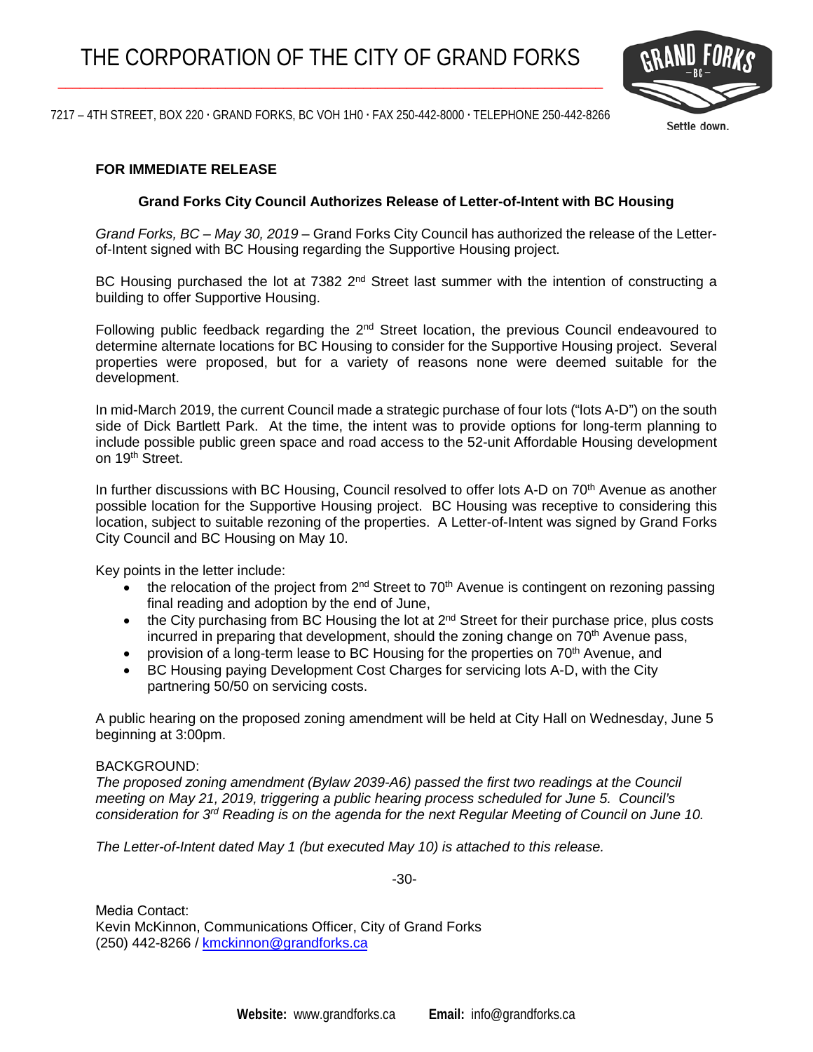# THE CORPORATION OF THE CITY OF GRAND FORKS

7217 – 4TH STREET, BOX 220 · GRAND FORKS, BC V0H 1H0 · FAX 250-442-8000 · TELEPHONE 250-442-8266

**FOR IMMEDIATE RELEASE**

**Grand Forks City Council Authorizes Release of Letter-of-Intent with BC Housing**

*Grand Forks, BC – May 30, 2019* – Grand Forks City Council has authorized the release of the Letter-of-Intent signed with BC Housing regarding the Supportive Housing project.

BC Housing purchased the lot at 7382 2nd Street last summer with the intention of constructing a building to offer Supportive Housing.

Following public feedback regarding the 2nd Street location, the previous Council endeavoured to determine alternate locations for BC Housing to consider for the Supportive Housing project. Several properties were proposed, but for a variety of reasons none were deemed suitable for the development.

In mid-March 2019, the current Council made a strategic purchase of four lots ("lots A-D") on the south side of Dick Bartlett Park. At the time, the intent was to provide options for long-term planning to include possible public green space and road access to the 52-unit Affordable Housing development on 19th Street.

In further discussions with BC Housing, Council resolved to offer lots A-D on 70th Avenue as another possible location for the Supportive Housing project. BC Housing was receptive to considering this location, subject to suitable rezoning of the properties. A Letter-of-Intent was signed by Grand Forks City Council and BC Housing on May 10.

Key points in the letter include:

- the relocation of the project from 2nd Street to 70th Avenue is contingent on rezoning passing final reading and adoption by the end of June,
- the City purchasing from BC Housing the lot at 2nd Street for their purchase price, plus costs incurred in preparing that development, should the zoning change on 70th Avenue pass,
- provision of a long-term lease to BC Housing for the properties on 70th Avenue, and
- BC Housing paying Development Cost Charges for servicing lots A-D, with the City partnering 50/50 on servicing costs.

A public hearing on the proposed zoning amendment will be held at City Hall on Wednesday, June 5 beginning at 3:00pm.

BACKGROUND:
*The proposed zoning amendment (Bylaw 2039-A6) passed the first two readings at the Council meeting on May 21, 2019, triggering a public hearing process scheduled for June 5. Council's consideration for 3rd Reading is on the agenda for the next Regular Meeting of Council on June 10.*

*The Letter-of-Intent dated May 1 (but executed May 10) is attached to this release.*

-30-

Media Contact:
Kevin McKinnon, Communications Officer, City of Grand Forks
(250) 442-8266 / kmckinnon@grandforks.ca

**Website:** www.grandforks.ca **Email:** info@grandforks.ca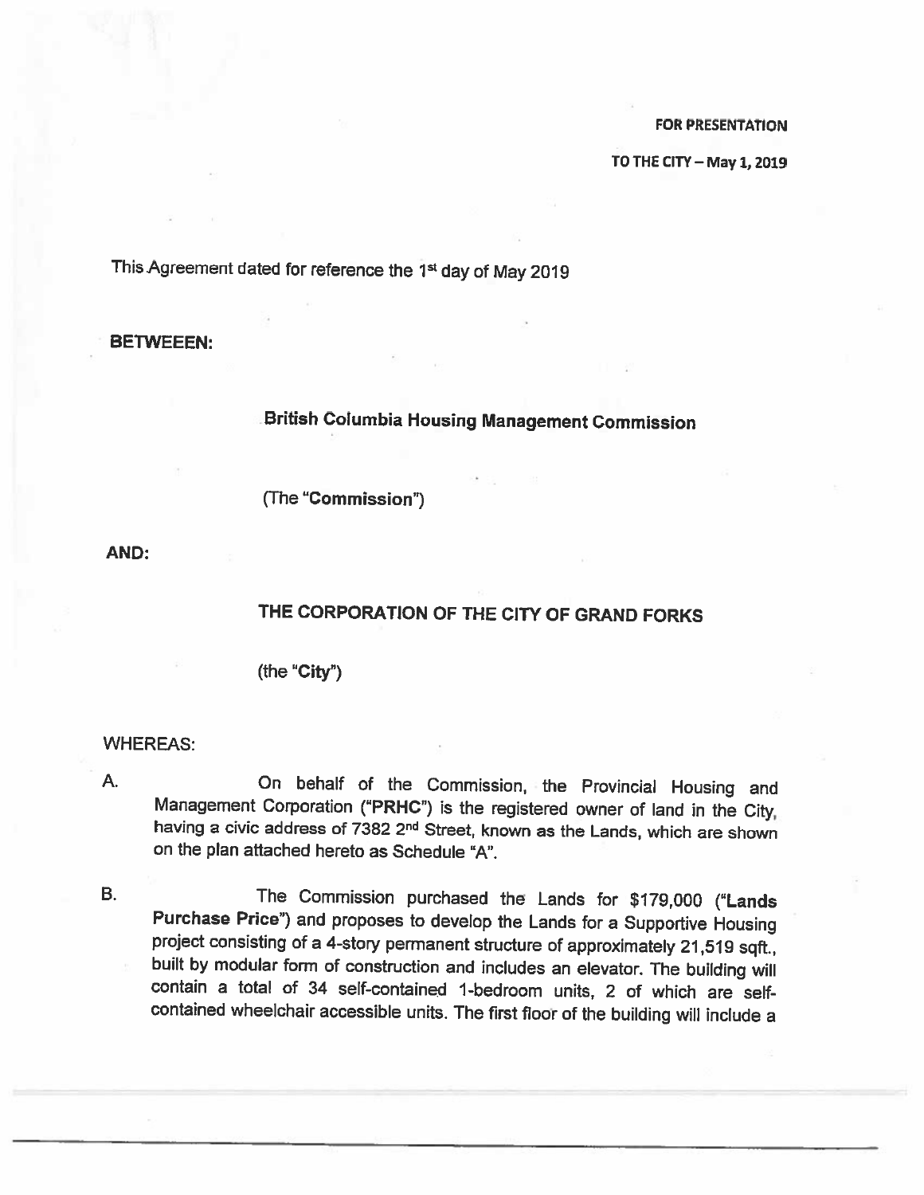**FOR PRESENTATION**

**TO THE CITY – May 1, 2019**

This Agreement dated for reference the 1st day of May 2019

**BETWEEEN:**

**British Columbia Housing Management Commission**

(The "**Commission**")

**AND:**

**THE CORPORATION OF THE CITY OF GRAND FORKS**

(the "**City**")

WHEREAS:

A. On behalf of the Commission, the Provincial Housing and Management Corporation ("**PRHC**") is the registered owner of land in the City, having a civic address of 7382 2nd Street, known as the Lands, which are shown on the plan attached hereto as Schedule "A".

B. The Commission purchased the Lands for $179,000 ("**Lands Purchase Price**") and proposes to develop the Lands for a Supportive Housing project consisting of a 4-story permanent structure of approximately 21,519 sqft., built by modular form of construction and includes an elevator. The building will contain a total of 34 self-contained 1-bedroom units, 2 of which are self-contained wheelchair accessible units. The first floor of the building will include a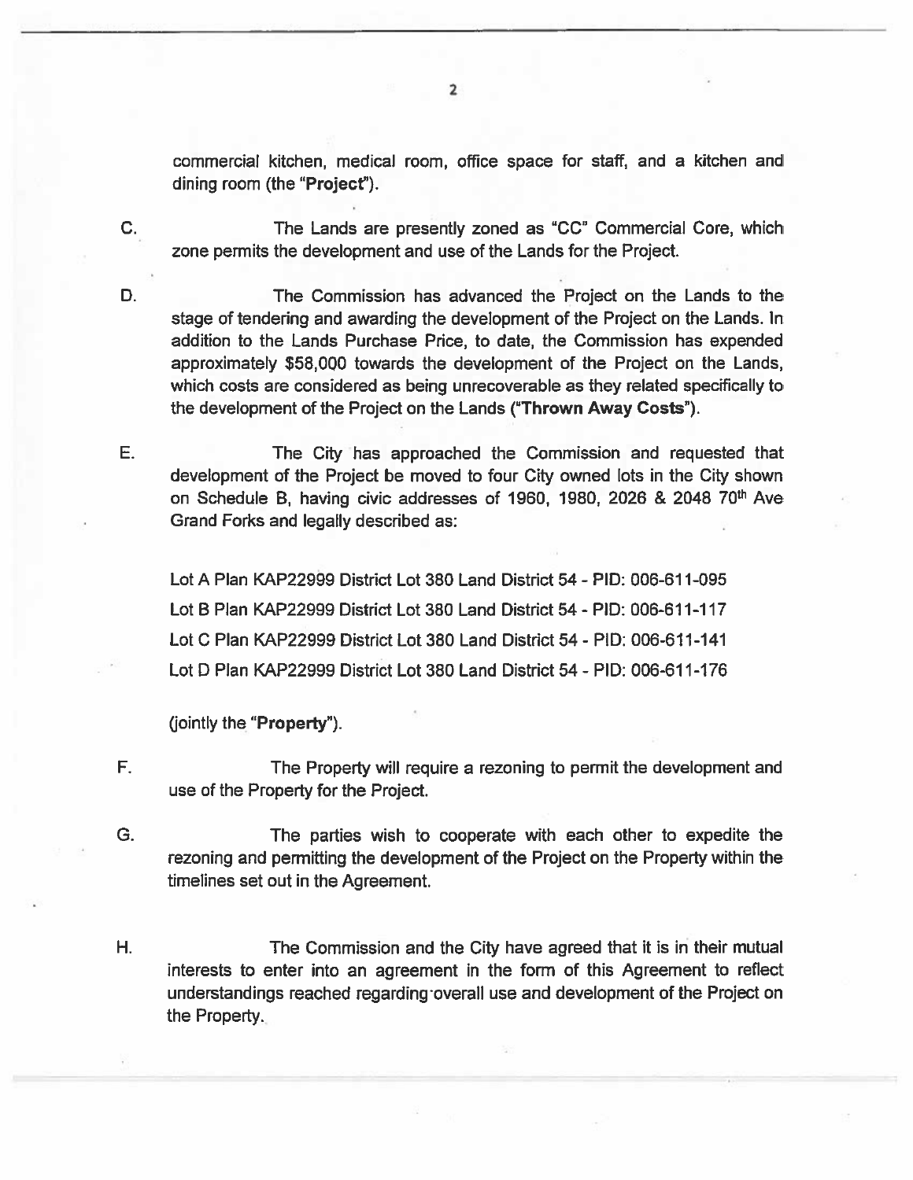commercial kitchen, medical room, office space for staff, and a kitchen and dining room (the "**Project**").

C. The Lands are presently zoned as "CC" Commercial Core, which zone permits the development and use of the Lands for the Project.

D. The Commission has advanced the Project on the Lands to the stage of tendering and awarding the development of the Project on the Lands. In addition to the Lands Purchase Price, to date, the Commission has expended approximately $58,000 towards the development of the Project on the Lands, which costs are considered as being unrecoverable as they related specifically to the development of the Project on the Lands ("**Thrown Away Costs**").

E. The City has approached the Commission and requested that development of the Project be moved to four City owned lots in the City shown on Schedule B, having civic addresses of 1960, 1980, 2026 & 2048 70th Ave Grand Forks and legally described as:

Lot A Plan KAP22999 District Lot 380 Land District 54 - PID: 006-611-095

Lot B Plan KAP22999 District Lot 380 Land District 54 - PID: 006-611-117

Lot C Plan KAP22999 District Lot 380 Land District 54 - PID: 006-611-141

Lot D Plan KAP22999 District Lot 380 Land District 54 - PID: 006-611-176

(jointly the "**Property**").

F. The Property will require a rezoning to permit the development and use of the Property for the Project.

G. The parties wish to cooperate with each other to expedite the rezoning and permitting the development of the Project on the Property within the timelines set out in the Agreement.

H. The Commission and the City have agreed that it is in their mutual interests to enter into an agreement in the form of this Agreement to reflect understandings reached regarding overall use and development of the Project on the Property.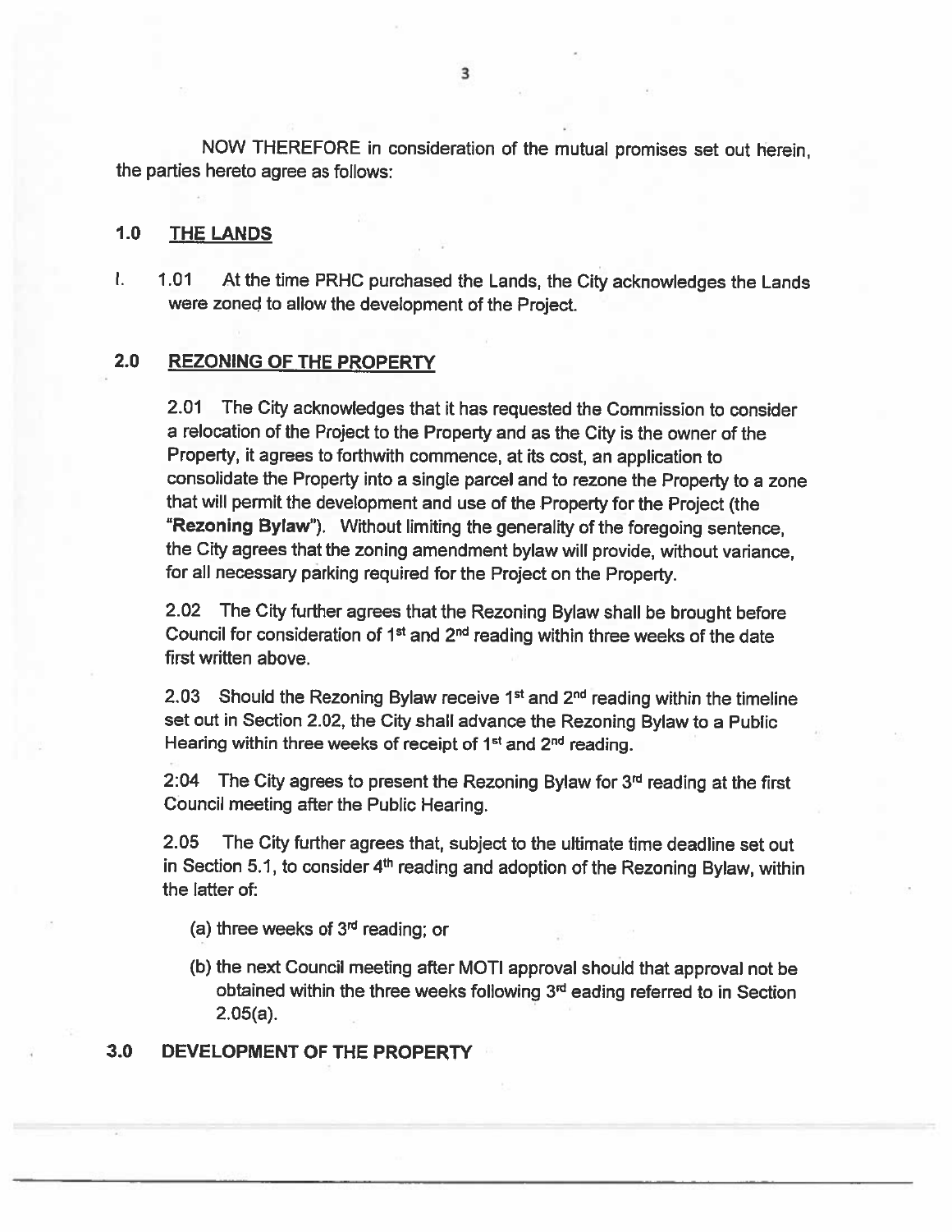NOW THEREFORE in consideration of the mutual promises set out herein, the parties hereto agree as follows:

## 1.0 THE LANDS

I. 1.01 At the time PRHC purchased the Lands, the City acknowledges the Lands were zoned to allow the development of the Project.

## 2.0 REZONING OF THE PROPERTY

2.01 The City acknowledges that it has requested the Commission to consider a relocation of the Project to the Property and as the City is the owner of the Property, it agrees to forthwith commence, at its cost, an application to consolidate the Property into a single parcel and to rezone the Property to a zone that will permit the development and use of the Property for the Project (the **"Rezoning Bylaw"**). Without limiting the generality of the foregoing sentence, the City agrees that the zoning amendment bylaw will provide, without variance, for all necessary parking required for the Project on the Property.

2.02 The City further agrees that the Rezoning Bylaw shall be brought before Council for consideration of 1st and 2nd reading within three weeks of the date first written above.

2.03 Should the Rezoning Bylaw receive 1st and 2nd reading within the timeline set out in Section 2.02, the City shall advance the Rezoning Bylaw to a Public Hearing within three weeks of receipt of 1st and 2nd reading.

2:04 The City agrees to present the Rezoning Bylaw for 3rd reading at the first Council meeting after the Public Hearing.

2.05 The City further agrees that, subject to the ultimate time deadline set out in Section 5.1, to consider 4th reading and adoption of the Rezoning Bylaw, within the latter of:

(a) three weeks of 3rd reading; or

(b) the next Council meeting after MOTI approval should that approval not be obtained within the three weeks following 3rd eading referred to in Section 2.05(a).

## 3.0 DEVELOPMENT OF THE PROPERTY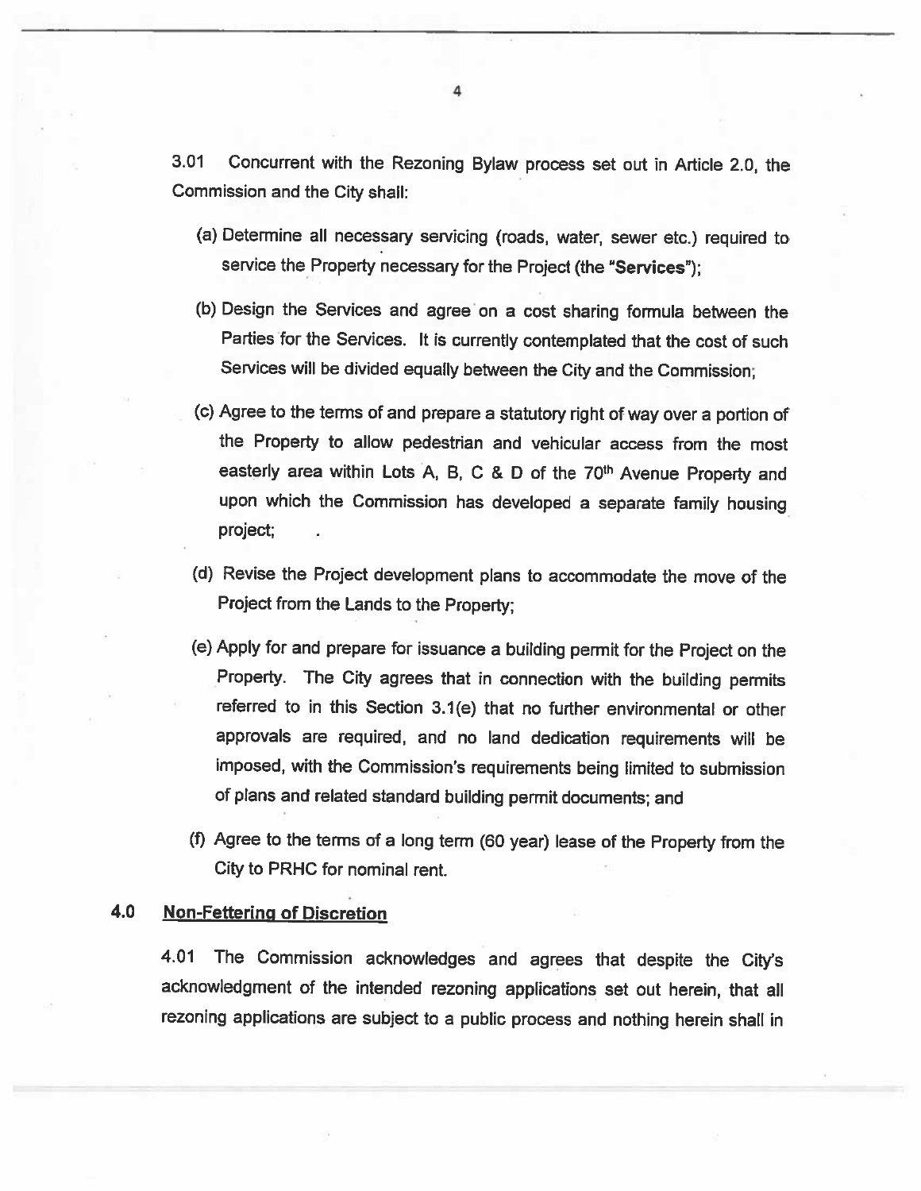3.01 Concurrent with the Rezoning Bylaw process set out in Article 2.0, the Commission and the City shall:

(a) Determine all necessary servicing (roads, water, sewer etc.) required to service the Property necessary for the Project (the "**Services**");

(b) Design the Services and agree on a cost sharing formula between the Parties for the Services. It is currently contemplated that the cost of such Services will be divided equally between the City and the Commission;

(c) Agree to the terms of and prepare a statutory right of way over a portion of the Property to allow pedestrian and vehicular access from the most easterly area within Lots A, B, C & D of the 70th Avenue Property and upon which the Commission has developed a separate family housing project;

(d) Revise the Project development plans to accommodate the move of the Project from the Lands to the Property;

(e) Apply for and prepare for issuance a building permit for the Project on the Property. The City agrees that in connection with the building permits referred to in this Section 3.1(e) that no further environmental or other approvals are required, and no land dedication requirements will be imposed, with the Commission's requirements being limited to submission of plans and related standard building permit documents; and

(f) Agree to the terms of a long term (60 year) lease of the Property from the City to PRHC for nominal rent.

## 4.0 Non-Fettering of Discretion

4.01 The Commission acknowledges and agrees that despite the City's acknowledgment of the intended rezoning applications set out herein, that all rezoning applications are subject to a public process and nothing herein shall in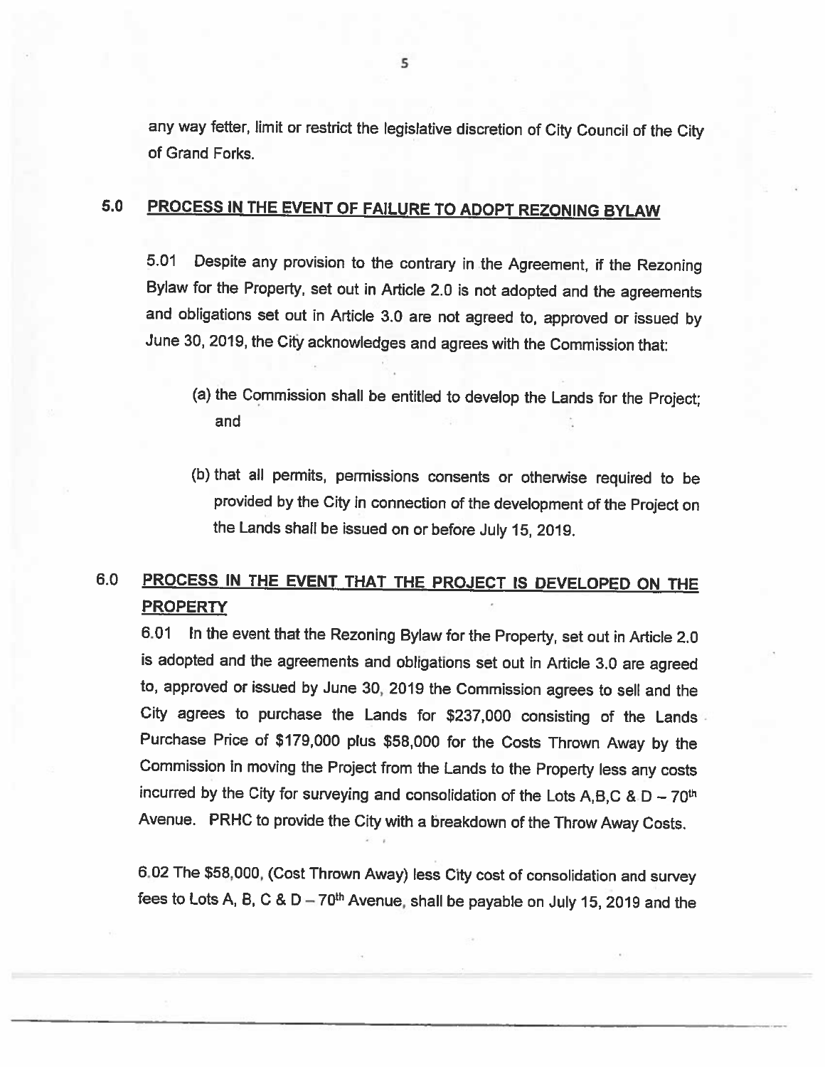any way fetter, limit or restrict the legislative discretion of City Council of the City of Grand Forks.

## 5.0 PROCESS IN THE EVENT OF FAILURE TO ADOPT REZONING BYLAW

5.01 Despite any provision to the contrary in the Agreement, if the Rezoning Bylaw for the Property, set out in Article 2.0 is not adopted and the agreements and obligations set out in Article 3.0 are not agreed to, approved or issued by June 30, 2019, the City acknowledges and agrees with the Commission that:

(a) the Commission shall be entitled to develop the Lands for the Project; and

(b) that all permits, permissions consents or otherwise required to be provided by the City in connection of the development of the Project on the Lands shall be issued on or before July 15, 2019.

## 6.0 PROCESS IN THE EVENT THAT THE PROJECT IS DEVELOPED ON THE PROPERTY

6.01 In the event that the Rezoning Bylaw for the Property, set out in Article 2.0 is adopted and the agreements and obligations set out in Article 3.0 are agreed to, approved or issued by June 30, 2019 the Commission agrees to sell and the City agrees to purchase the Lands for $237,000 consisting of the Lands Purchase Price of $179,000 plus $58,000 for the Costs Thrown Away by the Commission in moving the Project from the Lands to the Property less any costs incurred by the City for surveying and consolidation of the Lots A,B,C & D – 70th Avenue. PRHC to provide the City with a breakdown of the Throw Away Costs.

6.02 The $58,000, (Cost Thrown Away) less City cost of consolidation and survey fees to Lots A, B, C & D – 70th Avenue, shall be payable on July 15, 2019 and the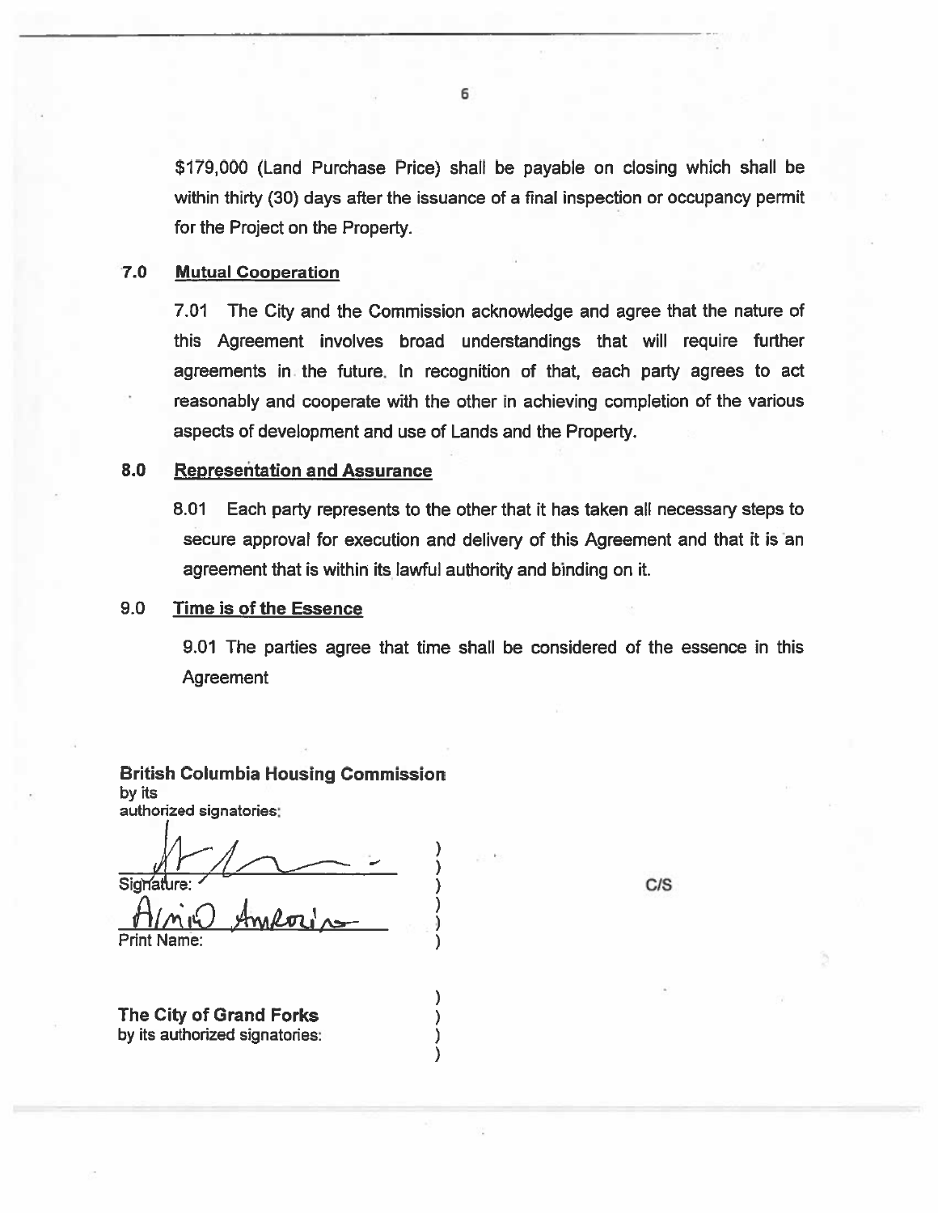$179,000 (Land Purchase Price) shall be payable on closing which shall be within thirty (30) days after the issuance of a final inspection or occupancy permit for the Project on the Property.

**7.0 Mutual Cooperation**

7.01 The City and the Commission acknowledge and agree that the nature of this Agreement involves broad understandings that will require further agreements in the future. In recognition of that, each party agrees to act reasonably and cooperate with the other in achieving completion of the various aspects of development and use of Lands and the Property.

**8.0 Representation and Assurance**

8.01 Each party represents to the other that it has taken all necessary steps to secure approval for execution and delivery of this Agreement and that it is an agreement that is within its lawful authority and binding on it.

**9.0 Time is of the Essence**

9.01 The parties agree that time shall be considered of the essence in this Agreement

**British Columbia Housing Commission**
by its
authorized signatories:

Signature:

Alnio Amerio

Print Name:

C/S

**The City of Grand Forks**
by its authorized signatories: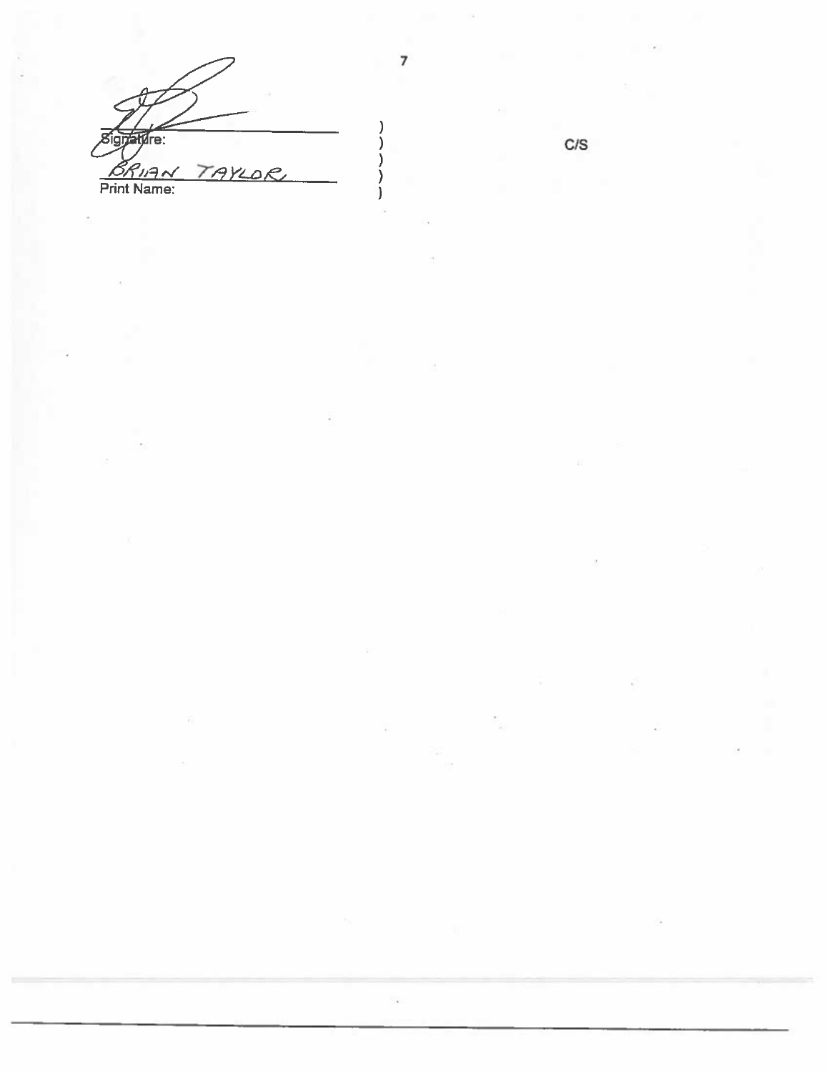Signature:

BRIAN TAYLOR

Print Name:

)
)
)
)
)

C/S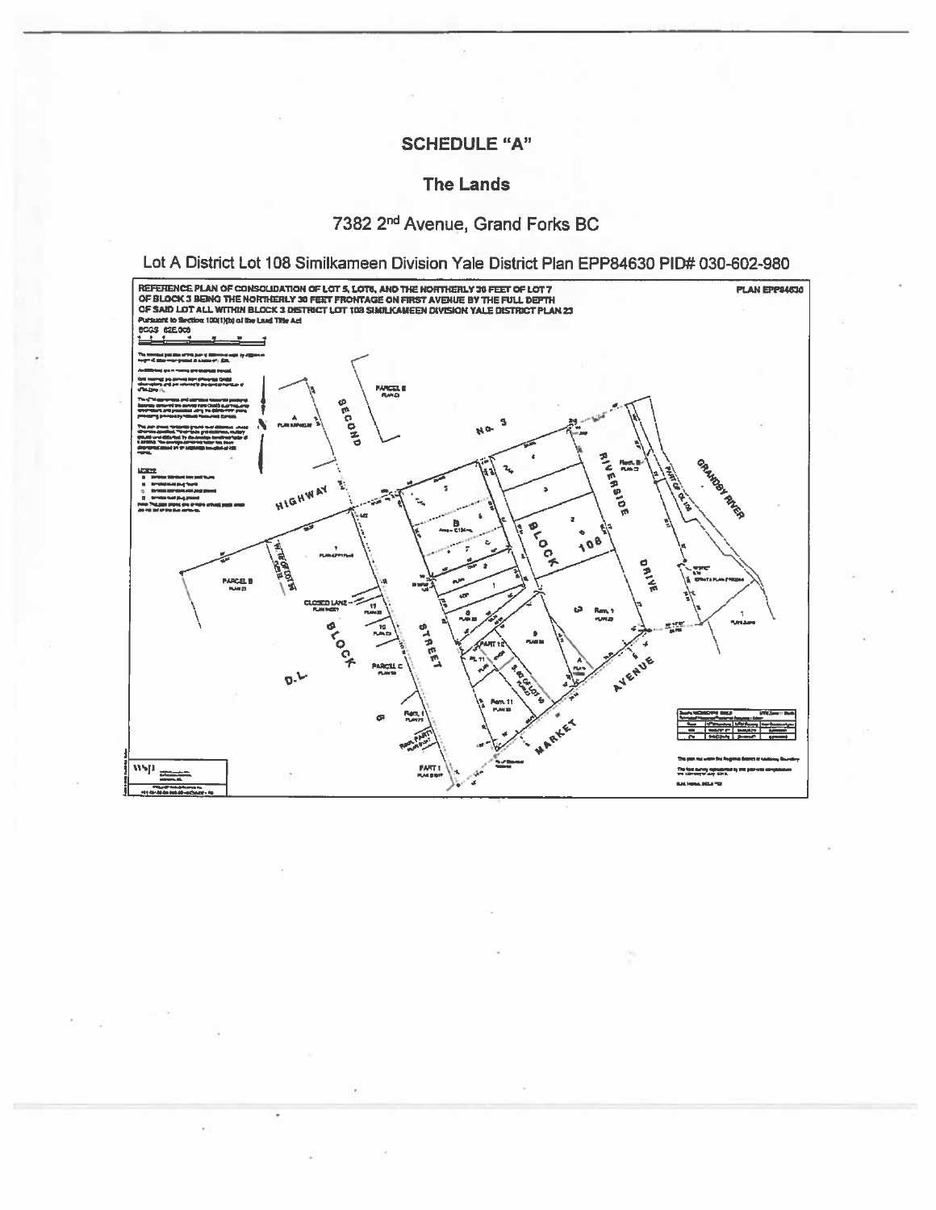# SCHEDULE "A"

## The Lands

### 7382 2nd Avenue, Grand Forks BC

Lot A District Lot 108 Similkameen Division Yale District Plan EPP84630 PID# 030-602-980

REFERENCE PLAN OF CONSOLIDATION OF LOT 5, LOT6, AND THE NORTHERLY 30 FEET OF LOT 7 OF BLOCK 3 BEING THE NORTHERLY 30 FEET FRONTAGE ON FIRST AVENUE BY THE FULL DEPTH OF SAID LOT ALL WITHIN BLOCK 3 DISTRICT LOT 108 SIMILKAMEEN DIVISION YALE DISTRICT PLAN 23

Pursuant to Section 100(1)(b) of the Land Title Act

PLAN EPP84630

SECOND

HIGHWAY

No. 3

RIVERSIDE DRIVE

GRANBY RIVER

BLOCK 108

BLOCK

STREET

MARKET

AVENUE

D.L.

CLOSED LANE

PARCEL B

PARCEL C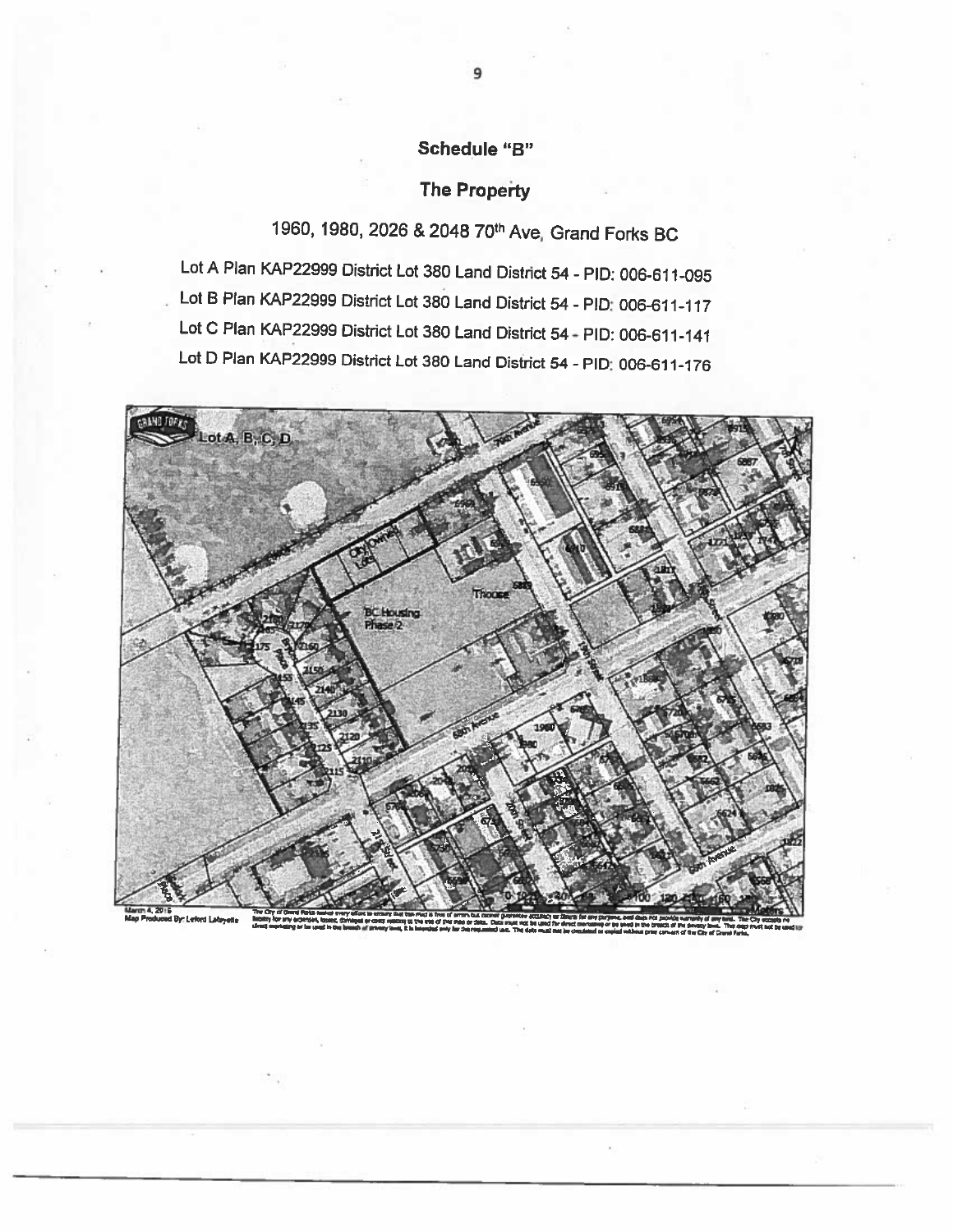## Schedule "B"

## The Property

1960, 1980, 2026 & 2048 70th Ave, Grand Forks BC

Lot A Plan KAP22999 District Lot 380 Land District 54 - PID: 006-611-095

Lot B Plan KAP22999 District Lot 380 Land District 54 - PID: 006-611-117

Lot C Plan KAP22999 District Lot 380 Land District 54 - PID: 006-611-141

Lot D Plan KAP22999 District Lot 380 Land District 54 - PID: 006-611-176

Lot A, B, C, D

City Owned Lot

BC Housing Phase 2

Tholose

March 4, 2015
Map Produced By: Leford Lafayette